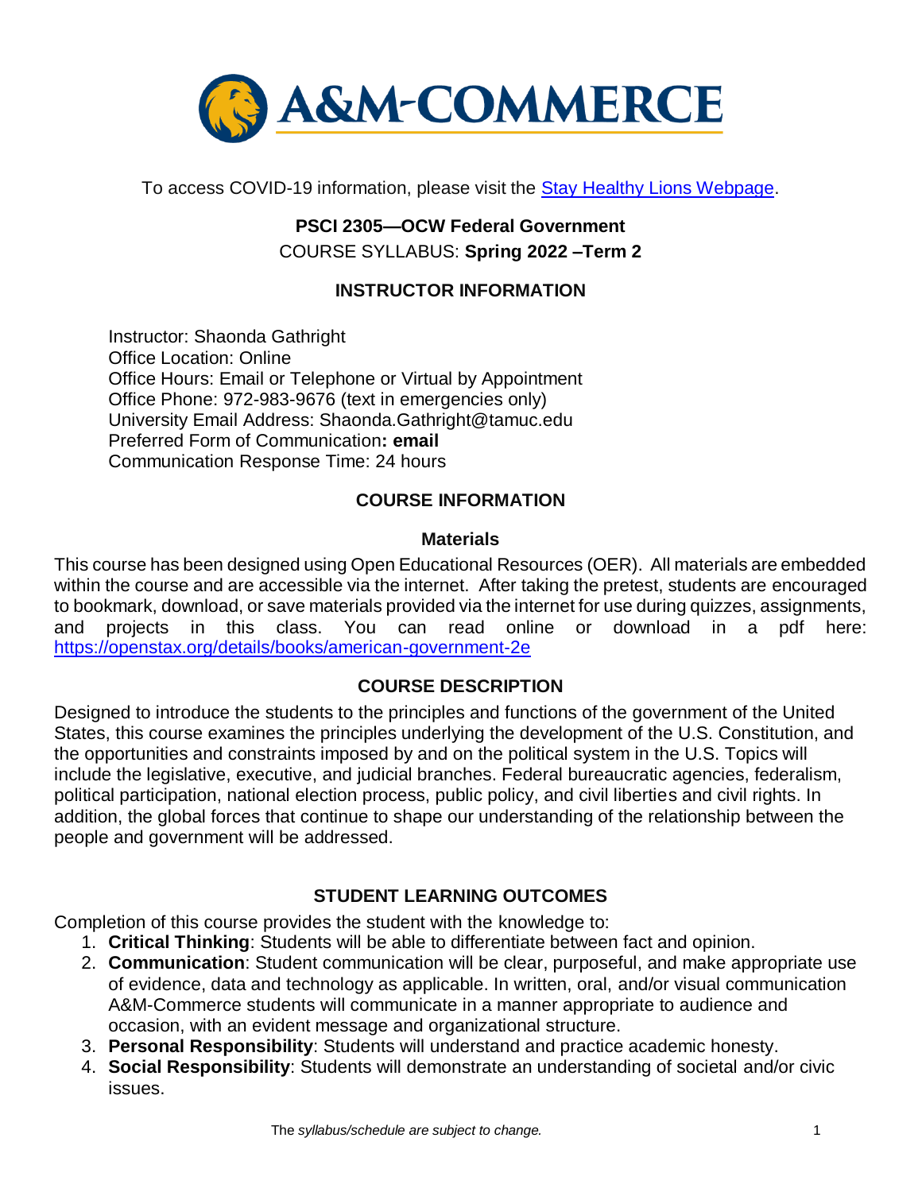To access COVID-19 information, please visit the [Stay Healthy Lions Webpage](#).

# PSCI 2305—OCW Federal Government

COURSE SYLLABUS: **Spring 2022 –Term 2**

## INSTRUCTOR INFORMATION

Instructor: Shaonda Gathright
Office Location: Online
Office Hours: Email or Telephone or Virtual by Appointment
Office Phone: 972-983-9676 (text in emergencies only)
University Email Address: Shaonda.Gathright@tamuc.edu
Preferred Form of Communication**: email**
Communication Response Time: 24 hours

## COURSE INFORMATION

### Materials

This course has been designed using Open Educational Resources (OER). All materials are embedded within the course and are accessible via the internet. After taking the pretest, students are encouraged to bookmark, download, or save materials provided via the internet for use during quizzes, assignments, and projects in this class. You can read online or download in a pdf here: https://openstax.org/details/books/american-government-2e

## COURSE DESCRIPTION

Designed to introduce the students to the principles and functions of the government of the United States, this course examines the principles underlying the development of the U.S. Constitution, and the opportunities and constraints imposed by and on the political system in the U.S. Topics will include the legislative, executive, and judicial branches. Federal bureaucratic agencies, federalism, political participation, national election process, public policy, and civil liberties and civil rights. In addition, the global forces that continue to shape our understanding of the relationship between the people and government will be addressed.

## STUDENT LEARNING OUTCOMES

Completion of this course provides the student with the knowledge to:

1. **Critical Thinking**: Students will be able to differentiate between fact and opinion.
2. **Communication**: Student communication will be clear, purposeful, and make appropriate use of evidence, data and technology as applicable. In written, oral, and/or visual communication A&M-Commerce students will communicate in a manner appropriate to audience and occasion, with an evident message and organizational structure.
3. **Personal Responsibility**: Students will understand and practice academic honesty.
4. **Social Responsibility**: Students will demonstrate an understanding of societal and/or civic issues.

The *syllabus/schedule are subject to change.*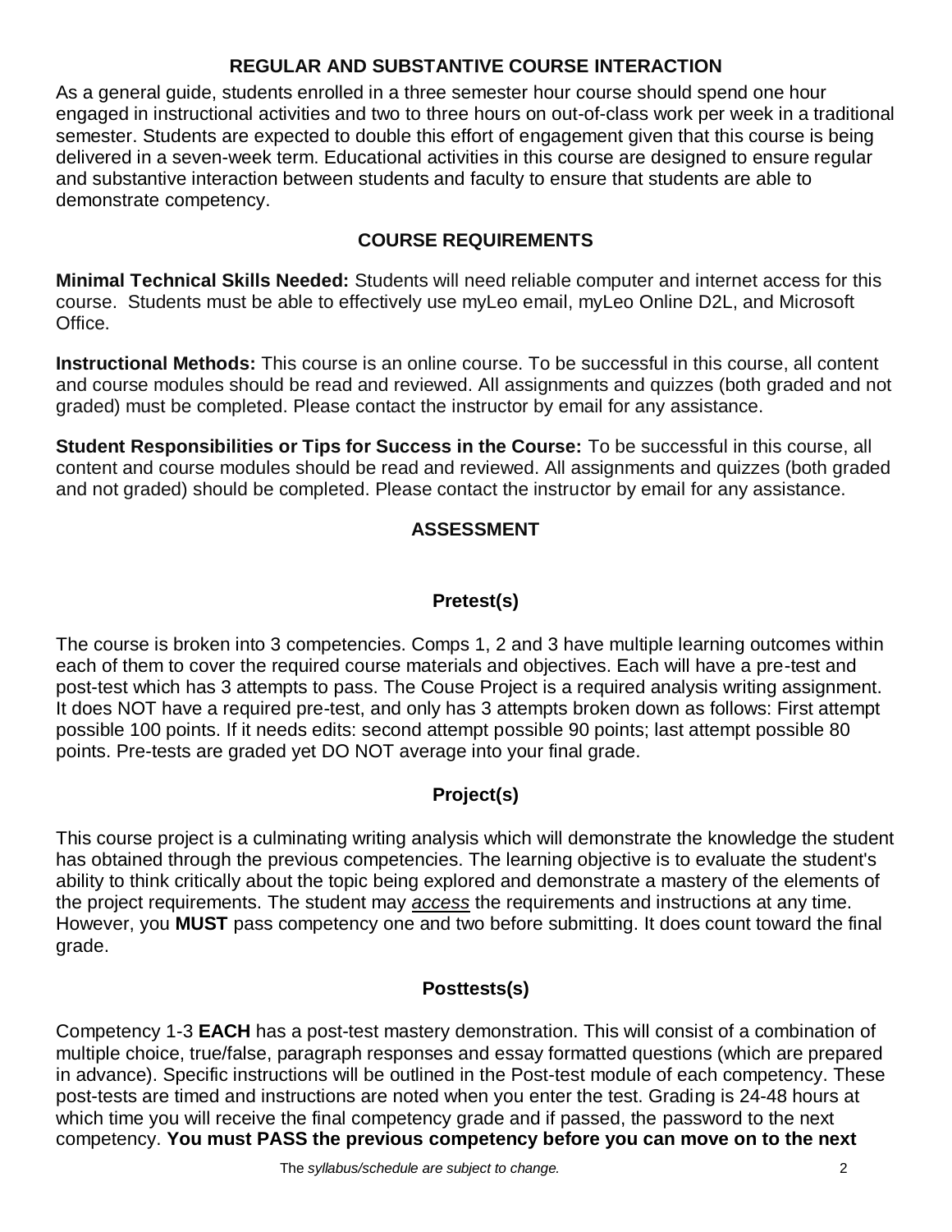## REGULAR AND SUBSTANTIVE COURSE INTERACTION

As a general guide, students enrolled in a three semester hour course should spend one hour engaged in instructional activities and two to three hours on out-of-class work per week in a traditional semester. Students are expected to double this effort of engagement given that this course is being delivered in a seven-week term. Educational activities in this course are designed to ensure regular and substantive interaction between students and faculty to ensure that students are able to demonstrate competency.

## COURSE REQUIREMENTS

**Minimal Technical Skills Needed:** Students will need reliable computer and internet access for this course. Students must be able to effectively use myLeo email, myLeo Online D2L, and Microsoft Office.

**Instructional Methods:** This course is an online course. To be successful in this course, all content and course modules should be read and reviewed. All assignments and quizzes (both graded and not graded) must be completed. Please contact the instructor by email for any assistance.

**Student Responsibilities or Tips for Success in the Course:** To be successful in this course, all content and course modules should be read and reviewed. All assignments and quizzes (both graded and not graded) should be completed. Please contact the instructor by email for any assistance.

## ASSESSMENT

### Pretest(s)

The course is broken into 3 competencies. Comps 1, 2 and 3 have multiple learning outcomes within each of them to cover the required course materials and objectives. Each will have a pre-test and post-test which has 3 attempts to pass. The Couse Project is a required analysis writing assignment. It does NOT have a required pre-test, and only has 3 attempts broken down as follows: First attempt possible 100 points. If it needs edits: second attempt possible 90 points; last attempt possible 80 points. Pre-tests are graded yet DO NOT average into your final grade.

### Project(s)

This course project is a culminating writing analysis which will demonstrate the knowledge the student has obtained through the previous competencies. The learning objective is to evaluate the student's ability to think critically about the topic being explored and demonstrate a mastery of the elements of the project requirements. The student may ***access*** the requirements and instructions at any time. However, you **MUST** pass competency one and two before submitting. It does count toward the final grade.

### Posttests(s)

Competency 1-3 **EACH** has a post-test mastery demonstration. This will consist of a combination of multiple choice, true/false, paragraph responses and essay formatted questions (which are prepared in advance). Specific instructions will be outlined in the Post-test module of each competency. These post-tests are timed and instructions are noted when you enter the test. Grading is 24-48 hours at which time you will receive the final competency grade and if passed, the password to the next competency. **You must PASS the previous competency before you can move on to the next**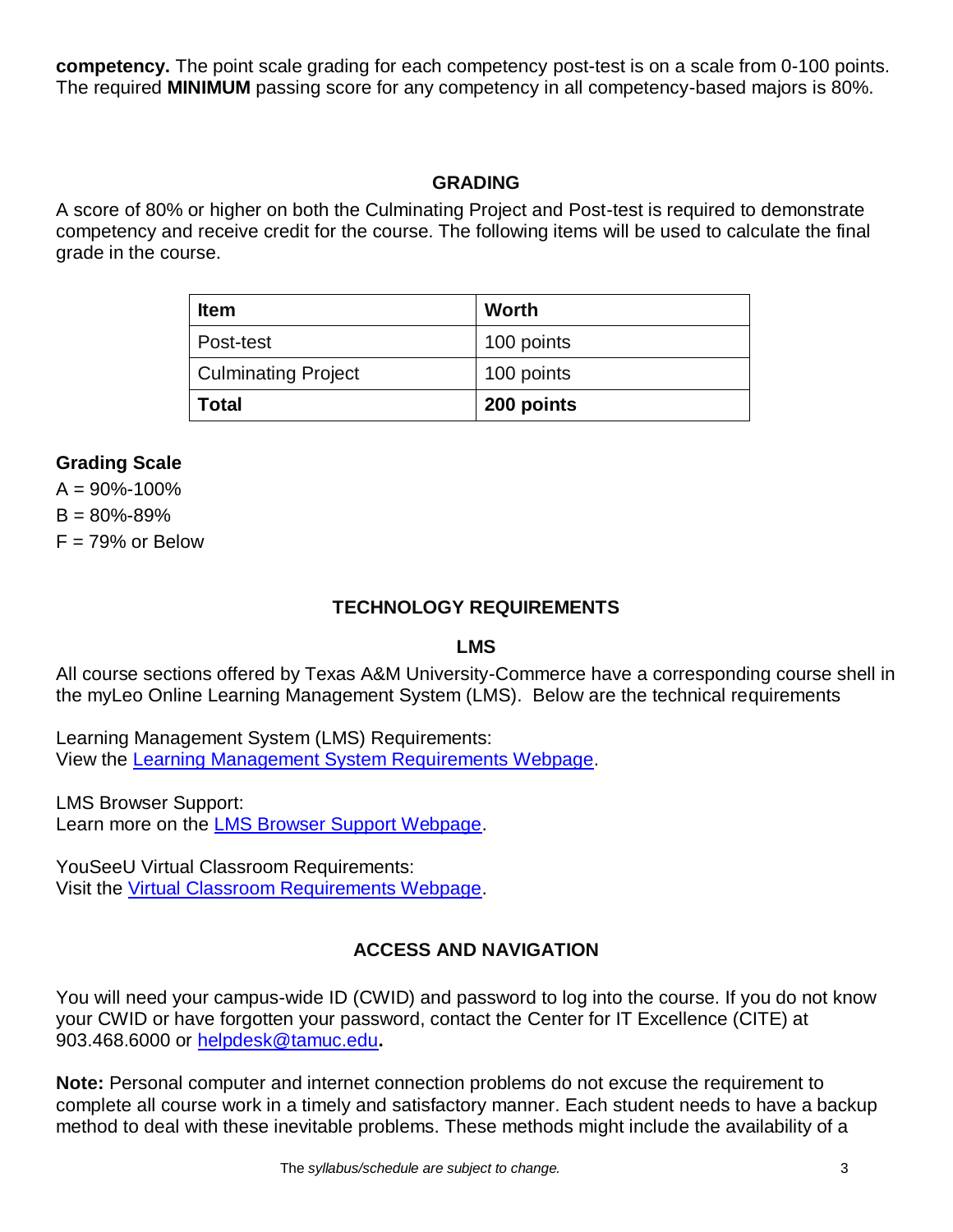**competency.** The point scale grading for each competency post-test is on a scale from 0-100 points. The required **MINIMUM** passing score for any competency in all competency-based majors is 80%.

## GRADING

A score of 80% or higher on both the Culminating Project and Post-test is required to demonstrate competency and receive credit for the course. The following items will be used to calculate the final grade in the course.

| **Item** | **Worth** |
| --- | --- |
| Post-test | 100 points |
| Culminating Project | 100 points |
| **Total** | **200 points** |

**Grading Scale**

A = 90%-100%

B = 80%-89%

F = 79% or Below

## TECHNOLOGY REQUIREMENTS

### LMS

All course sections offered by Texas A&M University-Commerce have a corresponding course shell in the myLeo Online Learning Management System (LMS). Below are the technical requirements

Learning Management System (LMS) Requirements:
View the [Learning Management System Requirements Webpage](Learning Management System Requirements Webpage).

LMS Browser Support:
Learn more on the [LMS Browser Support Webpage](LMS Browser Support Webpage).

YouSeeU Virtual Classroom Requirements:
Visit the [Virtual Classroom Requirements Webpage](Virtual Classroom Requirements Webpage).

## ACCESS AND NAVIGATION

You will need your campus-wide ID (CWID) and password to log into the course. If you do not know your CWID or have forgotten your password, contact the Center for IT Excellence (CITE) at 903.468.6000 or [helpdesk@tamuc.edu](mailto:helpdesk@tamuc.edu)**.**

**Note:** Personal computer and internet connection problems do not excuse the requirement to complete all course work in a timely and satisfactory manner. Each student needs to have a backup method to deal with these inevitable problems. These methods might include the availability of a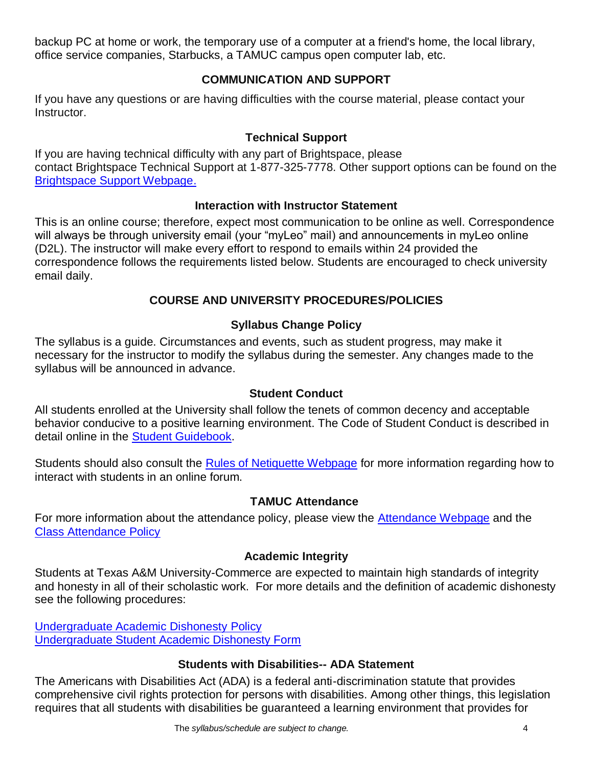backup PC at home or work, the temporary use of a computer at a friend's home, the local library, office service companies, Starbucks, a TAMUC campus open computer lab, etc.

## COMMUNICATION AND SUPPORT

If you have any questions or are having difficulties with the course material, please contact your Instructor.

### Technical Support

If you are having technical difficulty with any part of Brightspace, please contact Brightspace Technical Support at 1-877-325-7778. Other support options can be found on the [Brightspace Support Webpage.]()

### Interaction with Instructor Statement

This is an online course; therefore, expect most communication to be online as well. Correspondence will always be through university email (your "myLeo" mail) and announcements in myLeo online (D2L). The instructor will make every effort to respond to emails within 24 provided the correspondence follows the requirements listed below. Students are encouraged to check university email daily.

## COURSE AND UNIVERSITY PROCEDURES/POLICIES

### Syllabus Change Policy

The syllabus is a guide. Circumstances and events, such as student progress, may make it necessary for the instructor to modify the syllabus during the semester. Any changes made to the syllabus will be announced in advance.

### Student Conduct

All students enrolled at the University shall follow the tenets of common decency and acceptable behavior conducive to a positive learning environment. The Code of Student Conduct is described in detail online in the [Student Guidebook]().

Students should also consult the [Rules of Netiquette Webpage]() for more information regarding how to interact with students in an online forum.

### TAMUC Attendance

For more information about the attendance policy, please view the [Attendance Webpage]() and the [Class Attendance Policy]()

### Academic Integrity

Students at Texas A&M University-Commerce are expected to maintain high standards of integrity and honesty in all of their scholastic work. For more details and the definition of academic dishonesty see the following procedures:

[Undergraduate Academic Dishonesty Policy]()
[Undergraduate Student Academic Dishonesty Form]()

### Students with Disabilities-- ADA Statement

The Americans with Disabilities Act (ADA) is a federal anti-discrimination statute that provides comprehensive civil rights protection for persons with disabilities. Among other things, this legislation requires that all students with disabilities be guaranteed a learning environment that provides for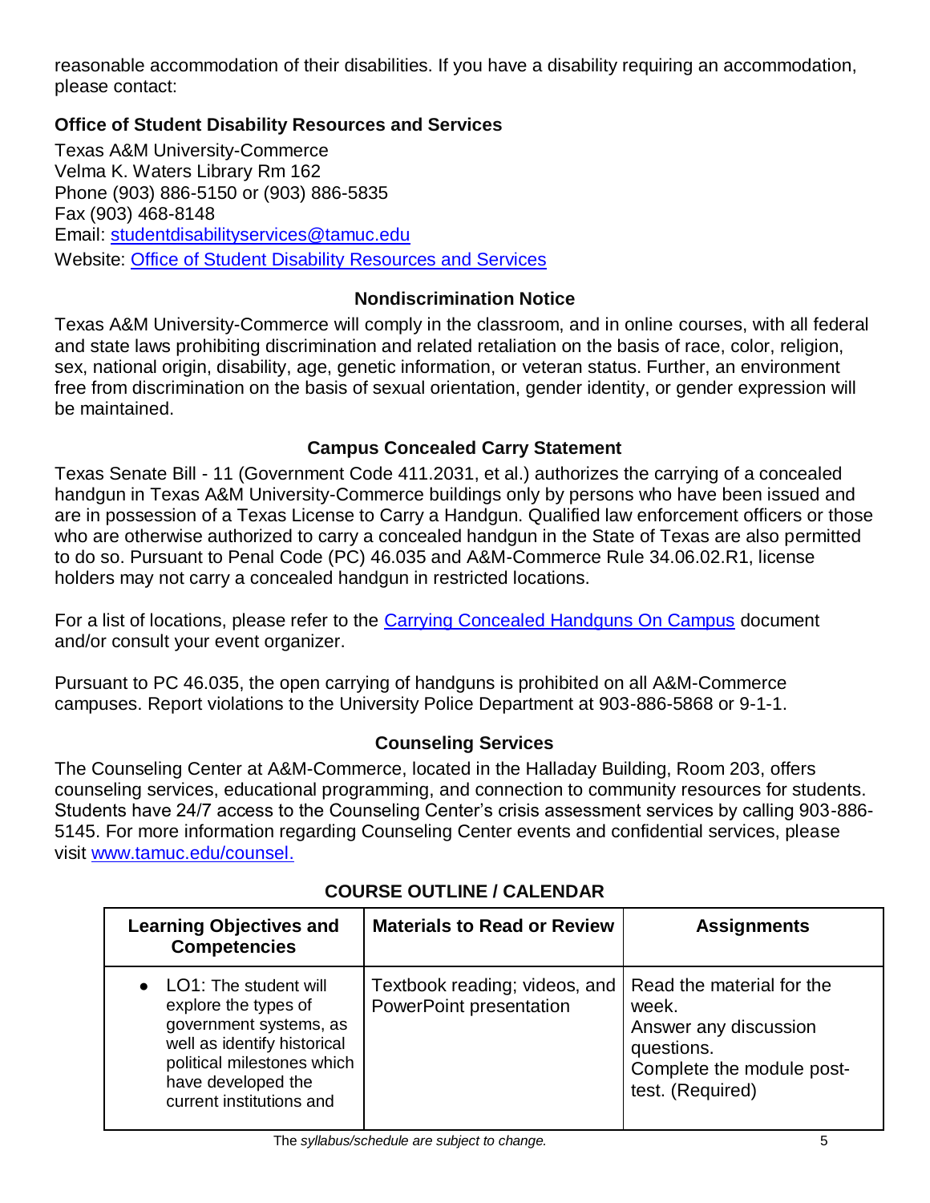reasonable accommodation of their disabilities. If you have a disability requiring an accommodation, please contact:

**Office of Student Disability Resources and Services**

Texas A&M University-Commerce
Velma K. Waters Library Rm 162
Phone (903) 886-5150 or (903) 886-5835
Fax (903) 468-8148
Email: studentdisabilityservices@tamuc.edu
Website: Office of Student Disability Resources and Services

### Nondiscrimination Notice

Texas A&M University-Commerce will comply in the classroom, and in online courses, with all federal and state laws prohibiting discrimination and related retaliation on the basis of race, color, religion, sex, national origin, disability, age, genetic information, or veteran status. Further, an environment free from discrimination on the basis of sexual orientation, gender identity, or gender expression will be maintained.

### Campus Concealed Carry Statement

Texas Senate Bill - 11 (Government Code 411.2031, et al.) authorizes the carrying of a concealed handgun in Texas A&M University-Commerce buildings only by persons who have been issued and are in possession of a Texas License to Carry a Handgun. Qualified law enforcement officers or those who are otherwise authorized to carry a concealed handgun in the State of Texas are also permitted to do so. Pursuant to Penal Code (PC) 46.035 and A&M-Commerce Rule 34.06.02.R1, license holders may not carry a concealed handgun in restricted locations.

For a list of locations, please refer to the Carrying Concealed Handguns On Campus document and/or consult your event organizer.

Pursuant to PC 46.035, the open carrying of handguns is prohibited on all A&M-Commerce campuses. Report violations to the University Police Department at 903-886-5868 or 9-1-1.

### Counseling Services

The Counseling Center at A&M-Commerce, located in the Halladay Building, Room 203, offers counseling services, educational programming, and connection to community resources for students. Students have 24/7 access to the Counseling Center's crisis assessment services by calling 903-886-5145. For more information regarding Counseling Center events and confidential services, please visit www.tamuc.edu/counsel.

## COURSE OUTLINE / CALENDAR

| Learning Objectives and Competencies | Materials to Read or Review | Assignments |
|---|---|---|
| • LO1: The student will explore the types of government systems, as well as identify historical political milestones which have developed the current institutions and | Textbook reading; videos, and PowerPoint presentation | Read the material for the week.<br>Answer any discussion questions.<br>Complete the module post-test. (Required) |

*The syllabus/schedule are subject to change.*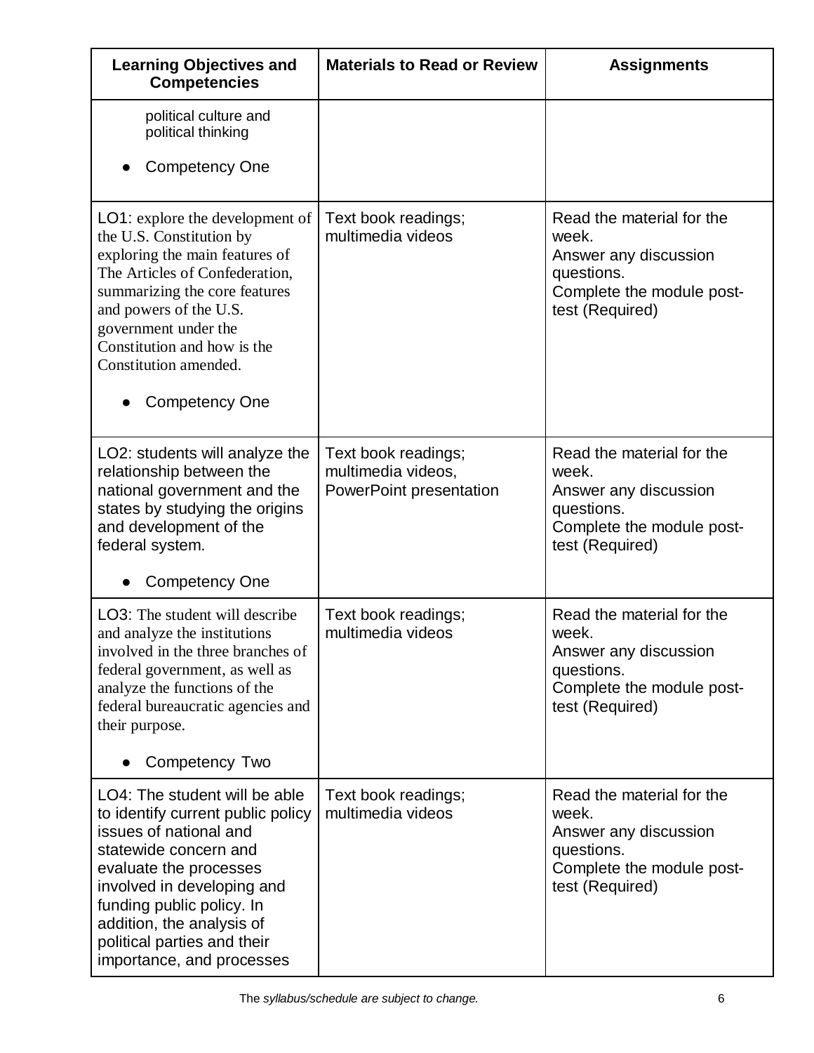| Learning Objectives and Competencies | Materials to Read or Review | Assignments |
|---|---|---|
| political culture and political thinking<br>• Competency One | | |
| LO1: explore the development of the U.S. Constitution by exploring the main features of The Articles of Confederation, summarizing the core features and powers of the U.S. government under the Constitution and how is the Constitution amended.<br>• Competency One | Text book readings; multimedia videos | Read the material for the week.<br>Answer any discussion questions.<br>Complete the module post-test (Required) |
| LO2: students will analyze the relationship between the national government and the states by studying the origins and development of the federal system.<br>• Competency One | Text book readings; multimedia videos, PowerPoint presentation | Read the material for the week.<br>Answer any discussion questions.<br>Complete the module post-test (Required) |
| LO3: The student will describe and analyze the institutions involved in the three branches of federal government, as well as analyze the functions of the federal bureaucratic agencies and their purpose.<br>• Competency Two | Text book readings; multimedia videos | Read the material for the week.<br>Answer any discussion questions.<br>Complete the module post-test (Required) |
| LO4: The student will be able to identify current public policy issues of national and statewide concern and evaluate the processes involved in developing and funding public policy. In addition, the analysis of political parties and their importance, and processes | Text book readings; multimedia videos | Read the material for the week.<br>Answer any discussion questions.<br>Complete the module post-test (Required) |

The *syllabus/schedule are subject to change.*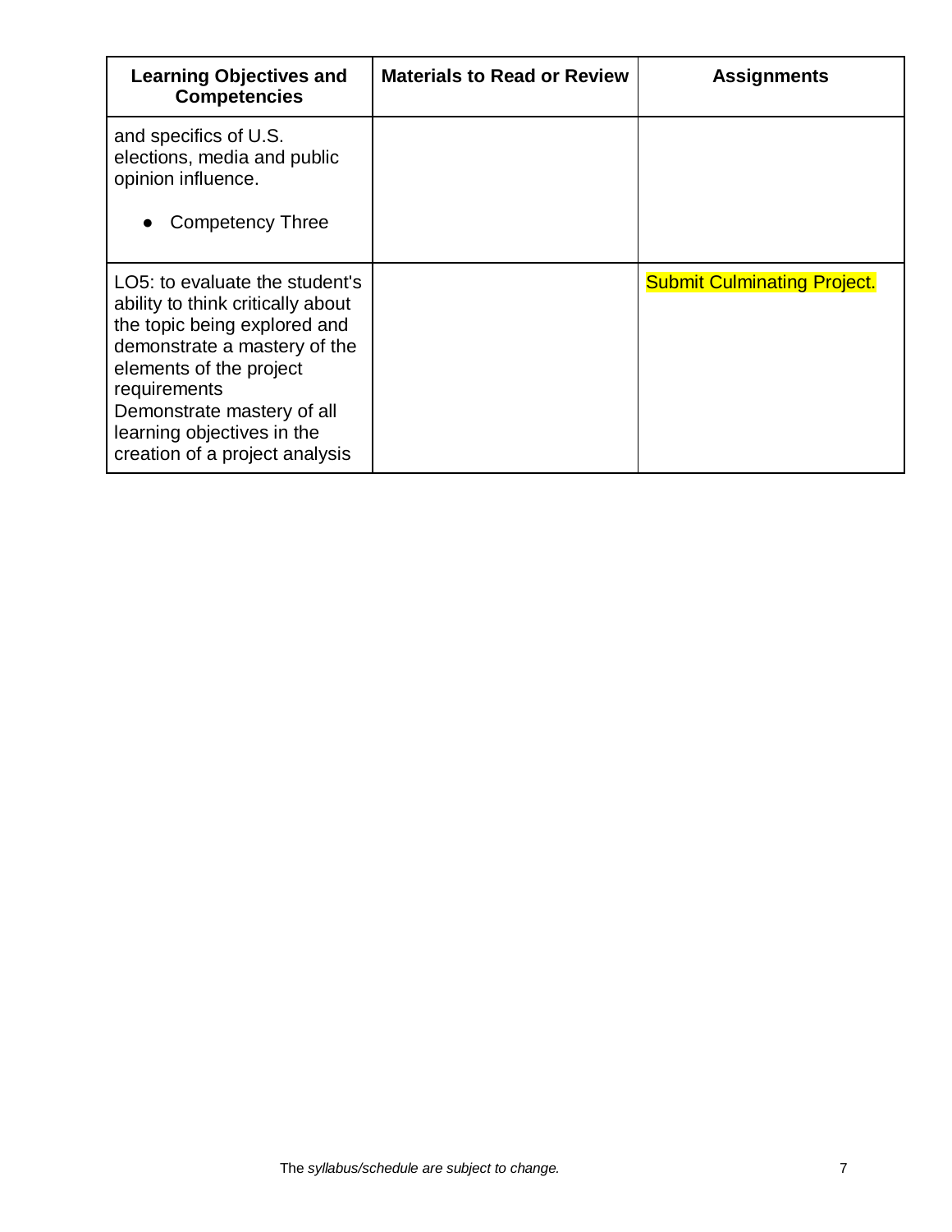| Learning Objectives and Competencies | Materials to Read or Review | Assignments |
| --- | --- | --- |
| and specifics of U.S. elections, media and public opinion influence.<br><br>• Competency Three | | |
| LO5: to evaluate the student's ability to think critically about the topic being explored and demonstrate a mastery of the elements of the project requirements<br>Demonstrate mastery of all learning objectives in the creation of a project analysis | | Submit Culminating Project. |

The *syllabus/schedule are subject to change.*